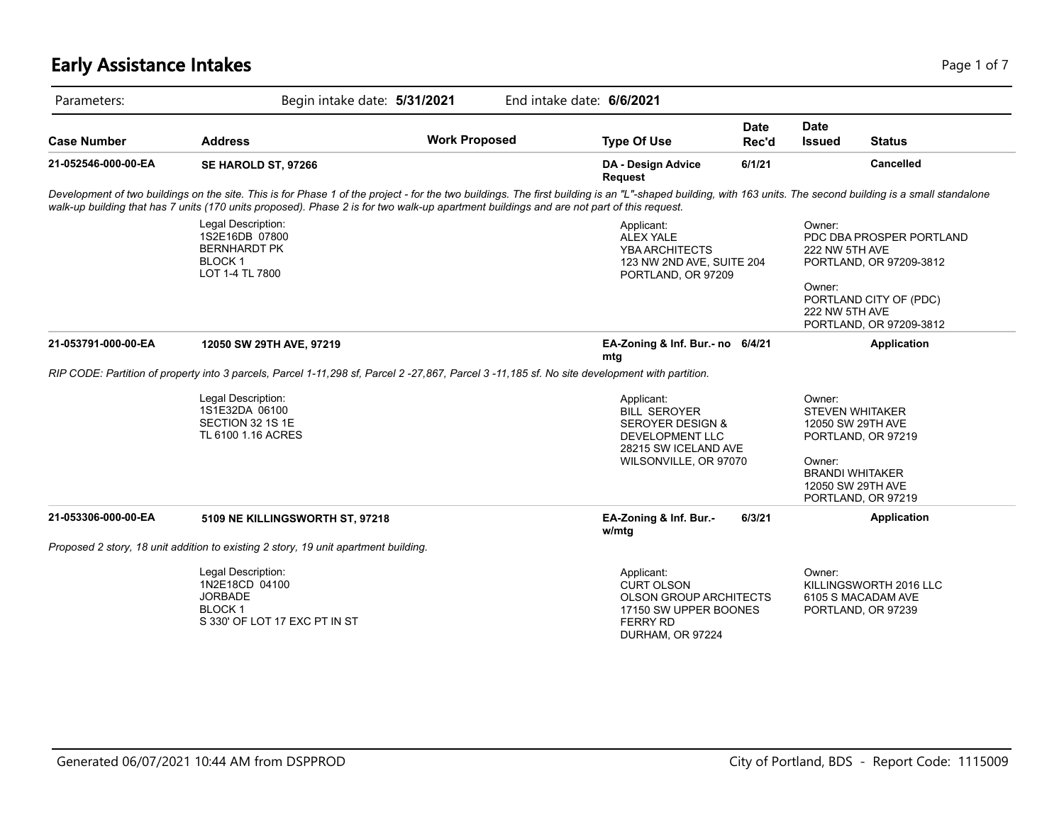# Early Assistance Intakes

Parameters: Begin intake date: **5/31/2021** End intake date: **6/6/2021**

| Case Number | Address | Work Proposed | Type Of Use | Date Rec'd | Date Issued | Status |
|---|---|---|---|---|---|---|
| **21-052546-000-00-EA** | **SE HAROLD ST, 97266** | | **DA - Design Advice Request** | **6/1/21** | | **Cancelled** |

*Development of two buildings on the site. This is for Phase 1 of the project - for the two buildings. The first building is an "L"-shaped building, with 163 units. The second building is a small standalone walk-up building that has 7 units (170 units proposed). Phase 2 is for two walk-up apartment buildings and are not part of this request.*

Legal Description:
1S2E16DB 07800
BERNHARDT PK
BLOCK 1
LOT 1-4 TL 7800

Applicant:
ALEX YALE
YBA ARCHITECTS
123 NW 2ND AVE, SUITE 204
PORTLAND, OR 97209

Owner:
PDC DBA PROSPER PORTLAND
222 NW 5TH AVE
PORTLAND, OR 97209-3812

Owner:
PORTLAND CITY OF (PDC)
222 NW 5TH AVE
PORTLAND, OR 97209-3812

| Case Number | Address | Work Proposed | Type Of Use | Date Rec'd | Date Issued | Status |
|---|---|---|---|---|---|---|
| **21-053791-000-00-EA** | **12050 SW 29TH AVE, 97219** | | **EA-Zoning & Inf. Bur.- no mtg** | **6/4/21** | | **Application** |

*RIP CODE: Partition of property into 3 parcels, Parcel 1-11,298 sf, Parcel 2 -27,867, Parcel 3 -11,185 sf. No site development with partition.*

Legal Description:
1S1E32DA 06100
SECTION 32 1S 1E
TL 6100 1.16 ACRES

Applicant:
BILL SEROYER
SEROYER DESIGN &
DEVELOPMENT LLC
28215 SW ICELAND AVE
WILSONVILLE, OR 97070

Owner:
STEVEN WHITAKER
12050 SW 29TH AVE
PORTLAND, OR 97219

Owner:
BRANDI WHITAKER
12050 SW 29TH AVE
PORTLAND, OR 97219

| Case Number | Address | Work Proposed | Type Of Use | Date Rec'd | Date Issued | Status |
|---|---|---|---|---|---|---|
| **21-053306-000-00-EA** | **5109 NE KILLINGSWORTH ST, 97218** | | **EA-Zoning & Inf. Bur.- w/mtg** | **6/3/21** | | **Application** |

*Proposed 2 story, 18 unit addition to existing 2 story, 19 unit apartment building.*

Legal Description:
1N2E18CD 04100
JORBADE
BLOCK 1
S 330' OF LOT 17 EXC PT IN ST

Applicant:
CURT OLSON
OLSON GROUP ARCHITECTS
17150 SW UPPER BOONES
FERRY RD
DURHAM, OR 97224

Owner:
KILLINGSWORTH 2016 LLC
6105 S MACADAM AVE
PORTLAND, OR 97239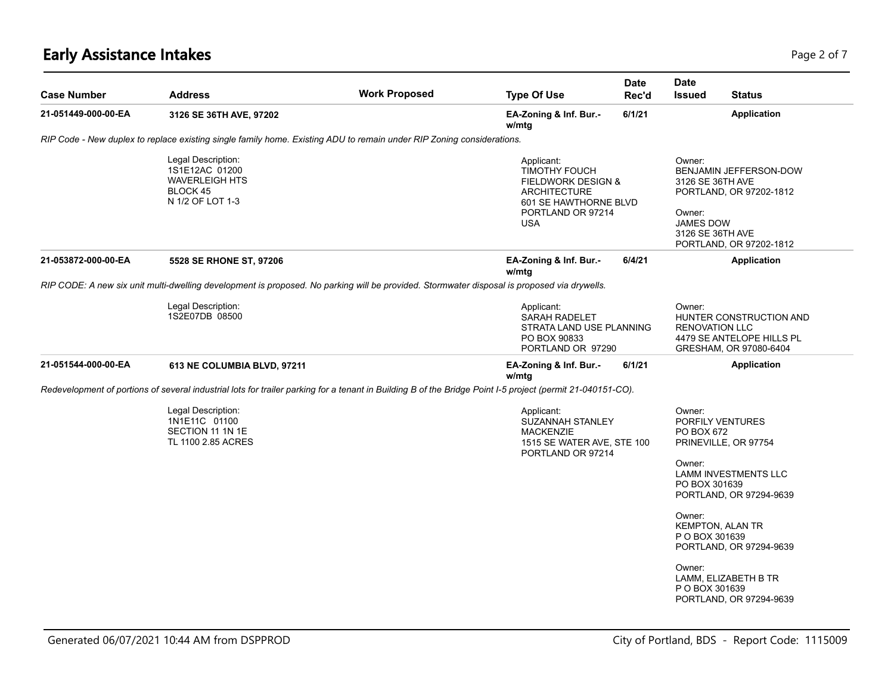# Early Assistance Intakes

| Case Number | Address | Work Proposed | Type Of Use | Date Rec'd | Date Issued | Status |
|---|---|---|---|---|---|---|
| 21-051449-000-00-EA | 3126 SE 36TH AVE, 97202 | | EA-Zoning & Inf. Bur.- w/mtg | 6/1/21 | | Application |

*RIP Code - New duplex to replace existing single family home. Existing ADU to remain under RIP Zoning considerations.*

Legal Description:
1S1E12AC 01200
WAVERLEIGH HTS
BLOCK 45
N 1/2 OF LOT 1-3

Applicant:
TIMOTHY FOUCH
FIELDWORK DESIGN & ARCHITECTURE
601 SE HAWTHORNE BLVD
PORTLAND OR 97214
USA

Owner:
BENJAMIN JEFFERSON-DOW
3126 SE 36TH AVE
PORTLAND, OR 97202-1812

Owner:
JAMES DOW
3126 SE 36TH AVE
PORTLAND, OR 97202-1812

| Case Number | Address | Work Proposed | Type Of Use | Date Rec'd | Date Issued | Status |
|---|---|---|---|---|---|---|
| 21-053872-000-00-EA | 5528 SE RHONE ST, 97206 | | EA-Zoning & Inf. Bur.- w/mtg | 6/4/21 | | Application |

*RIP CODE: A new six unit multi-dwelling development is proposed. No parking will be provided. Stormwater disposal is proposed via drywells.*

Legal Description:
1S2E07DB 08500

Applicant:
SARAH RADELET
STRATA LAND USE PLANNING
PO BOX 90833
PORTLAND OR 97290

Owner:
HUNTER CONSTRUCTION AND RENOVATION LLC
4479 SE ANTELOPE HILLS PL
GRESHAM, OR 97080-6404

| Case Number | Address | Work Proposed | Type Of Use | Date Rec'd | Date Issued | Status |
|---|---|---|---|---|---|---|
| 21-051544-000-00-EA | 613 NE COLUMBIA BLVD, 97211 | | EA-Zoning & Inf. Bur.- w/mtg | 6/1/21 | | Application |

*Redevelopment of portions of several industrial lots for trailer parking for a tenant in Building B of the Bridge Point I-5 project (permit 21-040151-CO).*

Legal Description:
1N1E11C 01100
SECTION 11 1N 1E
TL 1100 2.85 ACRES

Applicant:
SUZANNAH STANLEY
MACKENZIE
1515 SE WATER AVE, STE 100
PORTLAND OR 97214

Owner:
PORFILY VENTURES
PO BOX 672
PRINEVILLE, OR 97754

Owner:
LAMM INVESTMENTS LLC
PO BOX 301639
PORTLAND, OR 97294-9639

Owner:
KEMPTON, ALAN TR
P O BOX 301639
PORTLAND, OR 97294-9639

Owner:
LAMM, ELIZABETH B TR
P O BOX 301639
PORTLAND, OR 97294-9639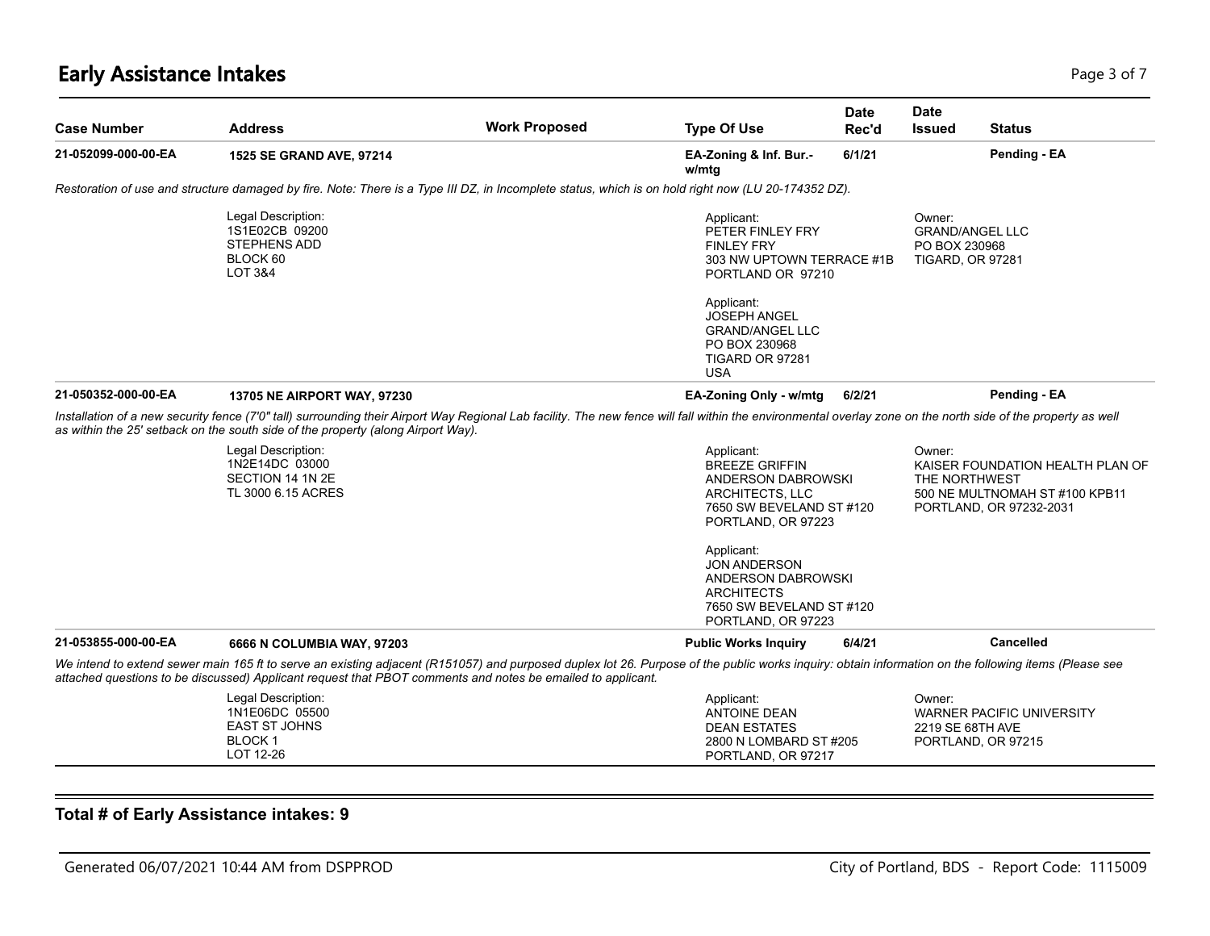# Early Assistance Intakes

| Case Number | Address | Work Proposed | Type Of Use | Date Rec'd | Date Issued | Status |
|---|---|---|---|---|---|---|
| **21-052099-000-00-EA** | **1525 SE GRAND AVE, 97214** | | **EA-Zoning & Inf. Bur.- w/mtg** | **6/1/21** | | **Pending - EA** |

*Restoration of use and structure damaged by fire. Note: There is a Type III DZ, in Incomplete status, which is on hold right now (LU 20-174352 DZ).*

Legal Description:
1S1E02CB 09200
STEPHENS ADD
BLOCK 60
LOT 3&4

Applicant:
PETER FINLEY FRY
FINLEY FRY
303 NW UPTOWN TERRACE #1B
PORTLAND OR 97210

Applicant:
JOSEPH ANGEL
GRAND/ANGEL LLC
PO BOX 230968
TIGARD OR 97281
USA

Owner:
GRAND/ANGEL LLC
PO BOX 230968
TIGARD, OR 97281

| Case Number | Address | Work Proposed | Type Of Use | Date Rec'd | Date Issued | Status |
|---|---|---|---|---|---|---|
| **21-050352-000-00-EA** | **13705 NE AIRPORT WAY, 97230** | | **EA-Zoning Only - w/mtg** | **6/2/21** | | **Pending - EA** |

*Installation of a new security fence (7'0" tall) surrounding their Airport Way Regional Lab facility. The new fence will fall within the environmental overlay zone on the north side of the property as well as within the 25' setback on the south side of the property (along Airport Way).*

Legal Description:
1N2E14DC 03000
SECTION 14 1N 2E
TL 3000 6.15 ACRES

Applicant:
BREEZE GRIFFIN
ANDERSON DABROWSKI ARCHITECTS, LLC
7650 SW BEVELAND ST #120
PORTLAND, OR 97223

Applicant:
JON ANDERSON
ANDERSON DABROWSKI ARCHITECTS
7650 SW BEVELAND ST #120
PORTLAND, OR 97223

Owner:
KAISER FOUNDATION HEALTH PLAN OF THE NORTHWEST
500 NE MULTNOMAH ST #100 KPB11
PORTLAND, OR 97232-2031

| Case Number | Address | Work Proposed | Type Of Use | Date Rec'd | Date Issued | Status |
|---|---|---|---|---|---|---|
| **21-053855-000-00-EA** | **6666 N COLUMBIA WAY, 97203** | | **Public Works Inquiry** | **6/4/21** | | **Cancelled** |

*We intend to extend sewer main 165 ft to serve an existing adjacent (R151057) and purposed duplex lot 26. Purpose of the public works inquiry: obtain information on the following items (Please see attached questions to be discussed) Applicant request that PBOT comments and notes be emailed to applicant.*

Legal Description:
1N1E06DC 05500
EAST ST JOHNS
BLOCK 1
LOT 12-26

Applicant:
ANTOINE DEAN
DEAN ESTATES
2800 N LOMBARD ST #205
PORTLAND, OR 97217

Owner:
WARNER PACIFIC UNIVERSITY
2219 SE 68TH AVE
PORTLAND, OR 97215

**Total # of Early Assistance intakes: 9**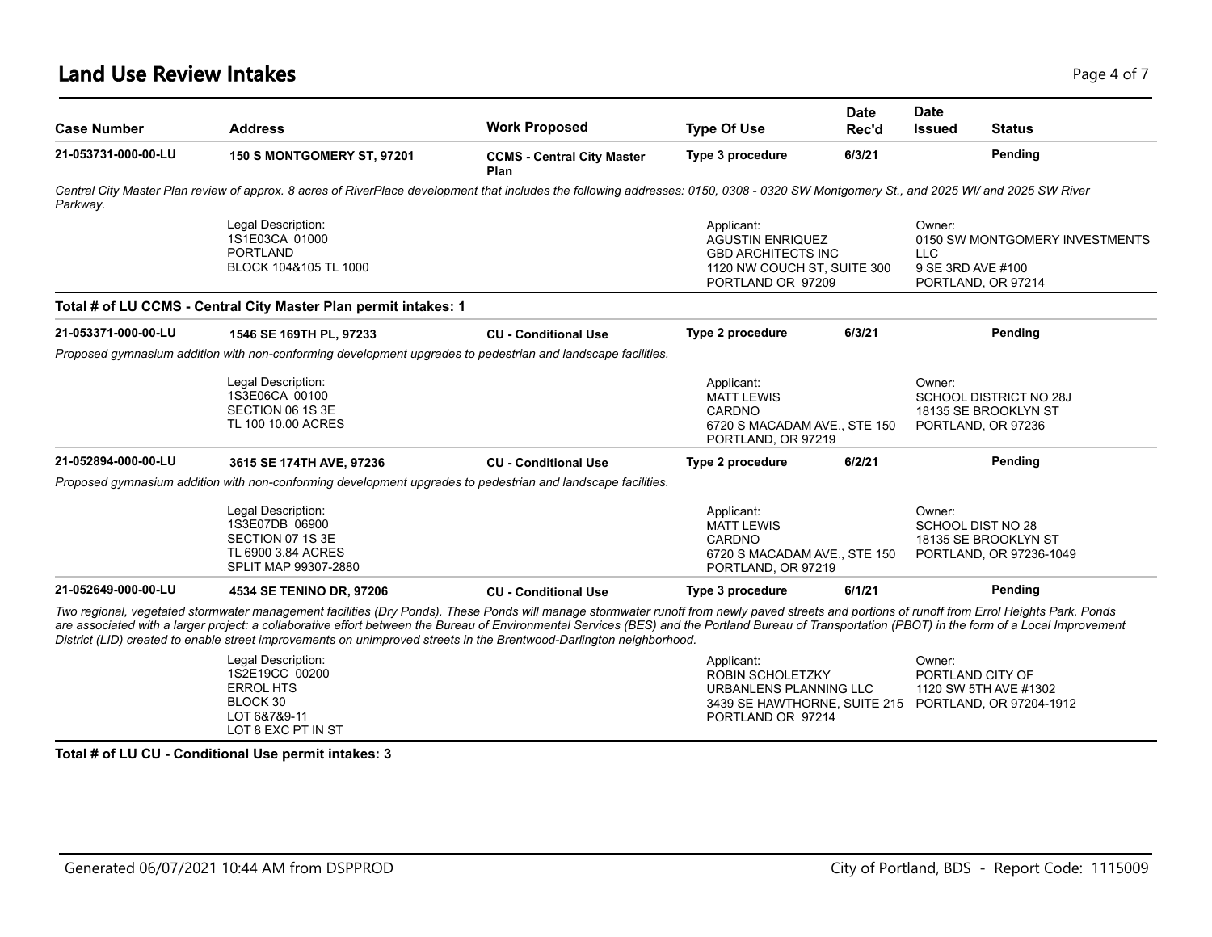## Land Use Review Intakes

| Case Number | Address | Work Proposed | Type Of Use | Date Rec'd | Date Issued | Status |
|---|---|---|---|---|---|---|
| **21-053731-000-00-LU** | **150 S MONTGOMERY ST, 97201** | **CCMS - Central City Master Plan** | **Type 3 procedure** | **6/3/21** | | **Pending** |

*Central City Master Plan review of approx. 8 acres of RiverPlace development that includes the following addresses: 0150, 0308 - 0320 SW Montgomery St., and 2025 WI/ and 2025 SW River Parkway.*

Legal Description:
1S1E03CA 01000
PORTLAND
BLOCK 104&105 TL 1000

Applicant:
AGUSTIN ENRIQUEZ
GBD ARCHITECTS INC
1120 NW COUCH ST, SUITE 300
PORTLAND OR 97209

Owner:
0150 SW MONTGOMERY INVESTMENTS LLC
9 SE 3RD AVE #100
PORTLAND, OR 97214

**Total # of LU CCMS - Central City Master Plan permit intakes: 1**

| Case Number | Address | Work Proposed | Type Of Use | Date Rec'd | Date Issued | Status |
|---|---|---|---|---|---|---|
| **21-053371-000-00-LU** | **1546 SE 169TH PL, 97233** | **CU - Conditional Use** | **Type 2 procedure** | **6/3/21** | | **Pending** |

*Proposed gymnasium addition with non-conforming development upgrades to pedestrian and landscape facilities.*

Legal Description:
1S3E06CA 00100
SECTION 06 1S 3E
TL 100 10.00 ACRES

Applicant:
MATT LEWIS
CARDNO
6720 S MACADAM AVE., STE 150
PORTLAND, OR 97219

Owner:
SCHOOL DISTRICT NO 28J
18135 SE BROOKLYN ST
PORTLAND, OR 97236

| Case Number | Address | Work Proposed | Type Of Use | Date Rec'd | Date Issued | Status |
|---|---|---|---|---|---|---|
| **21-052894-000-00-LU** | **3615 SE 174TH AVE, 97236** | **CU - Conditional Use** | **Type 2 procedure** | **6/2/21** | | **Pending** |

*Proposed gymnasium addition with non-conforming development upgrades to pedestrian and landscape facilities.*

Legal Description:
1S3E07DB 06900
SECTION 07 1S 3E
TL 6900 3.84 ACRES
SPLIT MAP 99307-2880

Applicant:
MATT LEWIS
CARDNO
6720 S MACADAM AVE., STE 150
PORTLAND, OR 97219

Owner:
SCHOOL DIST NO 28
18135 SE BROOKLYN ST
PORTLAND, OR 97236-1049

| Case Number | Address | Work Proposed | Type Of Use | Date Rec'd | Date Issued | Status |
|---|---|---|---|---|---|---|
| **21-052649-000-00-LU** | **4534 SE TENINO DR, 97206** | **CU - Conditional Use** | **Type 3 procedure** | **6/1/21** | | **Pending** |

*Two regional, vegetated stormwater management facilities (Dry Ponds). These Ponds will manage stormwater runoff from newly paved streets and portions of runoff from Errol Heights Park. Ponds are associated with a larger project: a collaborative effort between the Bureau of Environmental Services (BES) and the Portland Bureau of Transportation (PBOT) in the form of a Local Improvement District (LID) created to enable street improvements on unimproved streets in the Brentwood-Darlington neighborhood.*

Legal Description:
1S2E19CC 00200
ERROL HTS
BLOCK 30
LOT 6&7&9-11
LOT 8 EXC PT IN ST

Applicant:
ROBIN SCHOLETZKY
URBANLENS PLANNING LLC
3439 SE HAWTHORNE, SUITE 215
PORTLAND OR 97214

Owner:
PORTLAND CITY OF
1120 SW 5TH AVE #1302
PORTLAND, OR 97204-1912

**Total # of LU CU - Conditional Use permit intakes: 3**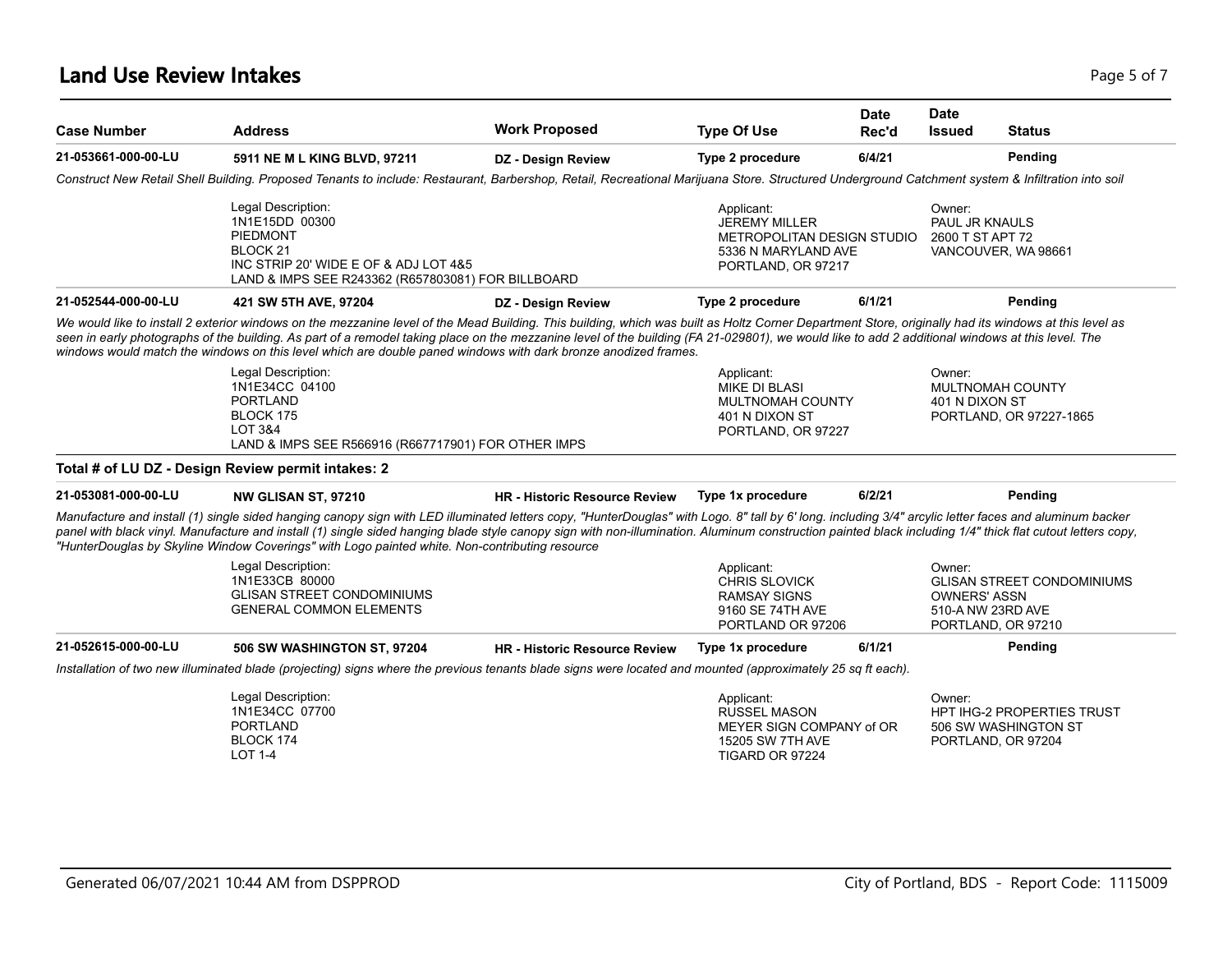## Land Use Review Intakes

| Case Number | Address | Work Proposed | Type Of Use | Date Rec'd | Date Issued | Status |
|---|---|---|---|---|---|---|
| 21-053661-000-00-LU | 5911 NE M L KING BLVD, 97211 | DZ - Design Review | Type 2 procedure | 6/4/21 | | Pending |

*Construct New Retail Shell Building. Proposed Tenants to include: Restaurant, Barbershop, Retail, Recreational Marijuana Store. Structured Underground Catchment system & Infiltration into soil*

Legal Description:
1N1E15DD 00300
PIEDMONT
BLOCK 21
INC STRIP 20' WIDE E OF & ADJ LOT 4&5
LAND & IMPS SEE R243362 (R657803081) FOR BILLBOARD

Applicant:
JEREMY MILLER
METROPOLITAN DESIGN STUDIO
5336 N MARYLAND AVE
PORTLAND, OR 97217

Owner:
PAUL JR KNAULS
2600 T ST APT 72
VANCOUVER, WA 98661

| Case Number | Address | Work Proposed | Type Of Use | Date Rec'd | Date Issued | Status |
|---|---|---|---|---|---|---|
| 21-052544-000-00-LU | 421 SW 5TH AVE, 97204 | DZ - Design Review | Type 2 procedure | 6/1/21 | | Pending |

*We would like to install 2 exterior windows on the mezzanine level of the Mead Building. This building, which was built as Holtz Corner Department Store, originally had its windows at this level as seen in early photographs of the building. As part of a remodel taking place on the mezzanine level of the building (FA 21-029801), we would like to add 2 additional windows at this level. The windows would match the windows on this level which are double paned windows with dark bronze anodized frames.*

Legal Description:
1N1E34CC 04100
PORTLAND
BLOCK 175
LOT 3&4
LAND & IMPS SEE R566916 (R667717901) FOR OTHER IMPS

Applicant:
MIKE DI BLASI
MULTNOMAH COUNTY
401 N DIXON ST
PORTLAND, OR 97227

Owner:
MULTNOMAH COUNTY
401 N DIXON ST
PORTLAND, OR 97227-1865

**Total # of LU DZ - Design Review permit intakes: 2**

| Case Number | Address | Work Proposed | Type Of Use | Date Rec'd | Date Issued | Status |
|---|---|---|---|---|---|---|
| 21-053081-000-00-LU | NW GLISAN ST, 97210 | HR - Historic Resource Review | Type 1x procedure | 6/2/21 | | Pending |

*Manufacture and install (1) single sided hanging canopy sign with LED illuminated letters copy, "HunterDouglas" with Logo. 8" tall by 6' long. including 3/4" arcylic letter faces and aluminum backer panel with black vinyl. Manufacture and install (1) single sided hanging blade style canopy sign with non-illumination. Aluminum construction painted black including 1/4" thick flat cutout letters copy, "HunterDouglas by Skyline Window Coverings" with Logo painted white. Non-contributing resource*

Legal Description:
1N1E33CB 80000
GLISAN STREET CONDOMINIUMS
GENERAL COMMON ELEMENTS

Applicant:
CHRIS SLOVICK
RAMSAY SIGNS
9160 SE 74TH AVE
PORTLAND OR 97206

Owner:
GLISAN STREET CONDOMINIUMS
OWNERS' ASSN
510-A NW 23RD AVE
PORTLAND, OR 97210

| Case Number | Address | Work Proposed | Type Of Use | Date Rec'd | Date Issued | Status |
|---|---|---|---|---|---|---|
| 21-052615-000-00-LU | 506 SW WASHINGTON ST, 97204 | HR - Historic Resource Review | Type 1x procedure | 6/1/21 | | Pending |

*Installation of two new illuminated blade (projecting) signs where the previous tenants blade signs were located and mounted (approximately 25 sq ft each).*

Legal Description:
1N1E34CC 07700
PORTLAND
BLOCK 174
LOT 1-4

Applicant:
RUSSEL MASON
MEYER SIGN COMPANY of OR
15205 SW 7TH AVE
TIGARD OR 97224

Owner:
HPT IHG-2 PROPERTIES TRUST
506 SW WASHINGTON ST
PORTLAND, OR 97204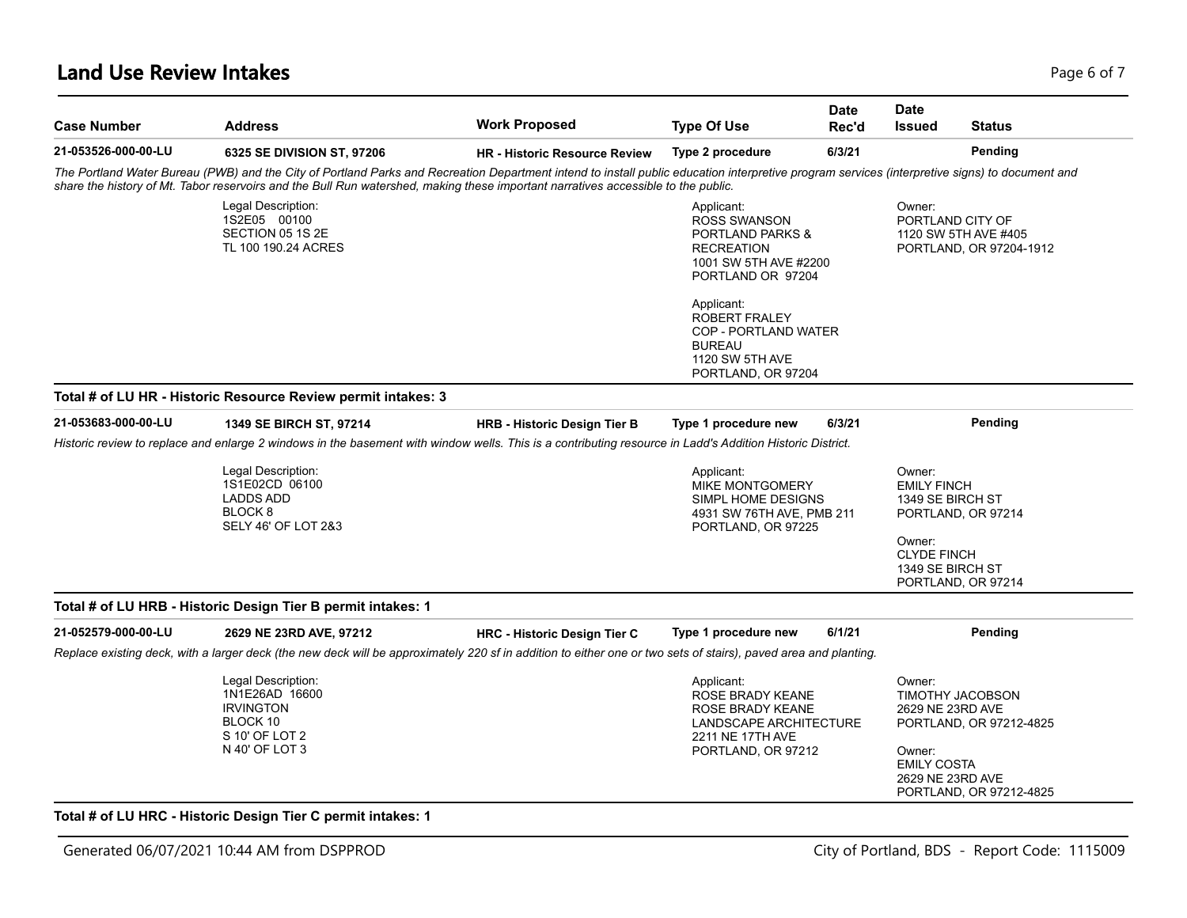## Land Use Review Intakes

| Case Number | Address | Work Proposed | Type Of Use | Date Rec'd | Date Issued | Status |
|---|---|---|---|---|---|---|
| 21-053526-000-00-LU | 6325 SE DIVISION ST, 97206 | HR - Historic Resource Review | Type 2 procedure | 6/3/21 | | Pending |

*The Portland Water Bureau (PWB) and the City of Portland Parks and Recreation Department intend to install public education interpretive program services (interpretive signs) to document and share the history of Mt. Tabor reservoirs and the Bull Run watershed, making these important narratives accessible to the public.*

Legal Description:
1S2E05 00100
SECTION 05 1S 2E
TL 100 190.24 ACRES

Applicant:
ROSS SWANSON
PORTLAND PARKS & RECREATION
1001 SW 5TH AVE #2200
PORTLAND OR 97204

Applicant:
ROBERT FRALEY
COP - PORTLAND WATER BUREAU
1120 SW 5TH AVE
PORTLAND, OR 97204

Owner:
PORTLAND CITY OF
1120 SW 5TH AVE #405
PORTLAND, OR 97204-1912

**Total # of LU HR - Historic Resource Review permit intakes: 3**

| Case Number | Address | Work Proposed | Type Of Use | Date Rec'd | Date Issued | Status |
|---|---|---|---|---|---|---|
| 21-053683-000-00-LU | 1349 SE BIRCH ST, 97214 | HRB - Historic Design Tier B | Type 1 procedure new | 6/3/21 | | Pending |

*Historic review to replace and enlarge 2 windows in the basement with window wells. This is a contributing resource in Ladd's Addition Historic District.*

Legal Description:
1S1E02CD 06100
LADDS ADD
BLOCK 8
SELY 46' OF LOT 2&3

Applicant:
MIKE MONTGOMERY
SIMPL HOME DESIGNS
4931 SW 76TH AVE, PMB 211
PORTLAND, OR 97225

Owner:
EMILY FINCH
1349 SE BIRCH ST
PORTLAND, OR 97214

Owner:
CLYDE FINCH
1349 SE BIRCH ST
PORTLAND, OR 97214

**Total # of LU HRB - Historic Design Tier B permit intakes: 1**

| Case Number | Address | Work Proposed | Type Of Use | Date Rec'd | Date Issued | Status |
|---|---|---|---|---|---|---|
| 21-052579-000-00-LU | 2629 NE 23RD AVE, 97212 | HRC - Historic Design Tier C | Type 1 procedure new | 6/1/21 | | Pending |

*Replace existing deck, with a larger deck (the new deck will be approximately 220 sf in addition to either one or two sets of stairs), paved area and planting.*

Legal Description:
1N1E26AD 16600
IRVINGTON
BLOCK 10
S 10' OF LOT 2
N 40' OF LOT 3

Applicant:
ROSE BRADY KEANE
ROSE BRADY KEANE LANDSCAPE ARCHITECTURE
2211 NE 17TH AVE
PORTLAND, OR 97212

Owner:
TIMOTHY JACOBSON
2629 NE 23RD AVE
PORTLAND, OR 97212-4825

Owner:
EMILY COSTA
2629 NE 23RD AVE
PORTLAND, OR 97212-4825

**Total # of LU HRC - Historic Design Tier C permit intakes: 1**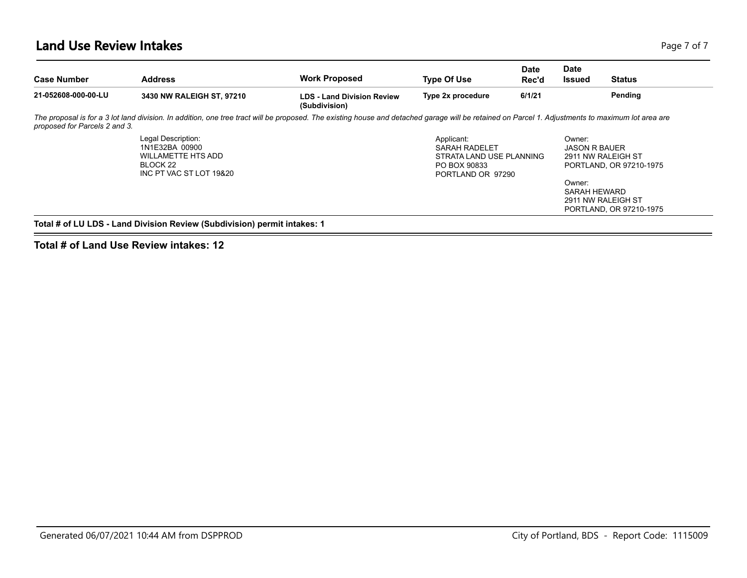## Land Use Review Intakes

| Case Number | Address | Work Proposed | Type Of Use | Date Rec'd | Date Issued | Status |
|---|---|---|---|---|---|---|
| **21-052608-000-00-LU** | **3430 NW RALEIGH ST, 97210** | **LDS - Land Division Review (Subdivision)** | **Type 2x procedure** | **6/1/21** | | **Pending** |

*The proposal is for a 3 lot land division. In addition, one tree tract will be proposed. The existing house and detached garage will be retained on Parcel 1. Adjustments to maximum lot area are proposed for Parcels 2 and 3.*

Legal Description:
1N1E32BA 00900
WILLAMETTE HTS ADD
BLOCK 22
INC PT VAC ST LOT 19&20

Applicant:
SARAH RADELET
STRATA LAND USE PLANNING
PO BOX 90833
PORTLAND OR 97290

Owner:
JASON R BAUER
2911 NW RALEIGH ST
PORTLAND, OR 97210-1975

Owner:
SARAH HEWARD
2911 NW RALEIGH ST
PORTLAND, OR 97210-1975

**Total # of LU LDS - Land Division Review (Subdivision) permit intakes: 1**

**Total # of Land Use Review intakes: 12**

Generated 06/07/2021 10:44 AM from DSPPROD

City of Portland, BDS - Report Code: 1115009